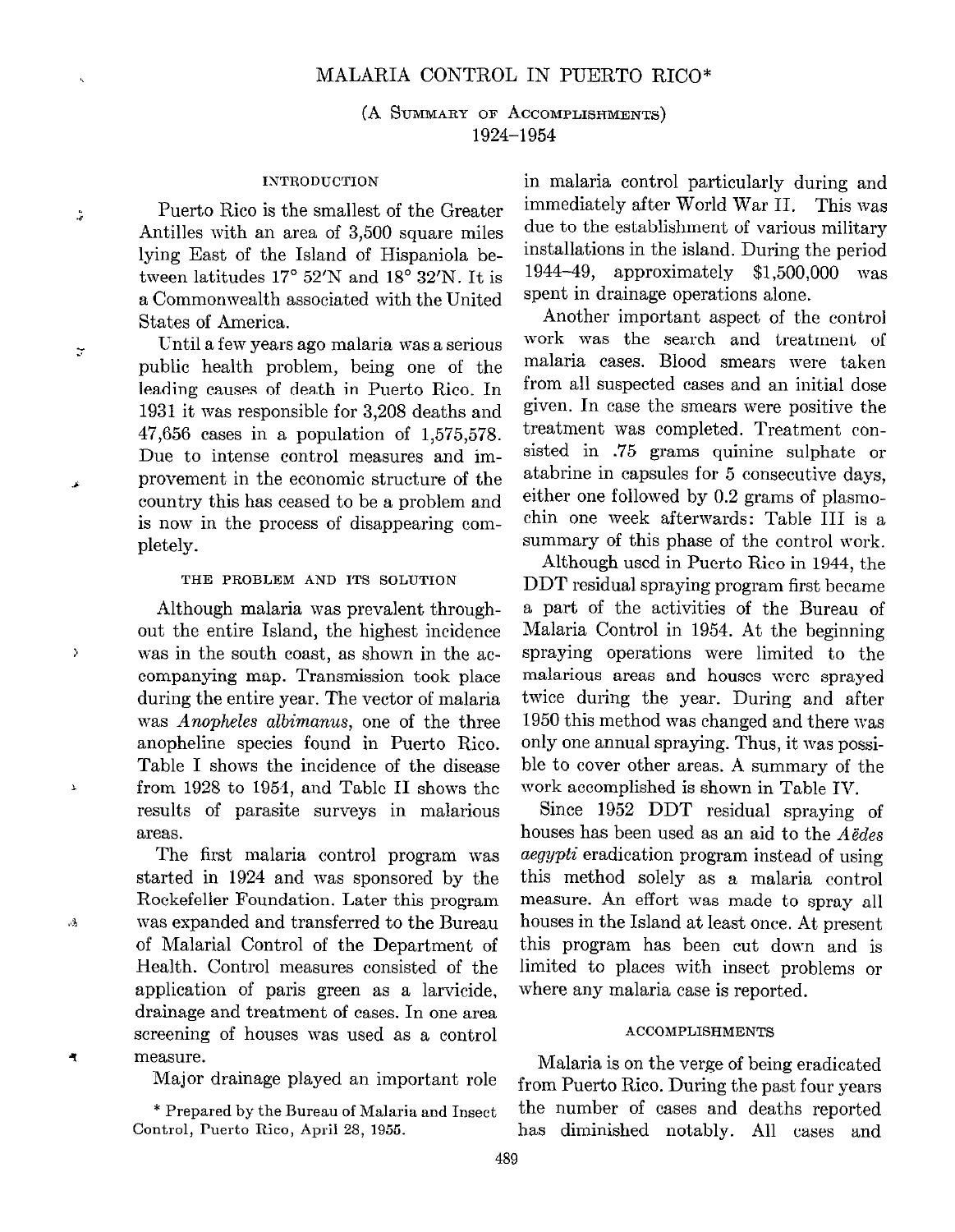# MALARIA CONTROL IN PUERTO RICO*

(A Summary of Accomplishments)
1924–1954

## INTRODUCTION

Puerto Rico is the smallest of the Greater Antilles with an area of 3,500 square miles lying East of the Island of Hispaniola between latitudes 17° 52′N and 18° 32′N. It is a Commonwealth associated with the United States of America.

Until a few years ago malaria was a serious public health problem, being one of the leading causes of death in Puerto Rico. In 1931 it was responsible for 3,208 deaths and 47,656 cases in a population of 1,575,578. Due to intense control measures and improvement in the economic structure of the country this has ceased to be a problem and is now in the process of disappearing completely.

## THE PROBLEM AND ITS SOLUTION

Although malaria was prevalent throughout the entire Island, the highest incidence was in the south coast, as shown in the accompanying map. Transmission took place during the entire year. The vector of malaria was *Anopheles albimanus*, one of the three anopheline species found in Puerto Rico. Table I shows the incidence of the disease from 1928 to 1954, and Table II shows the results of parasite surveys in malarious areas.

The first malaria control program was started in 1924 and was sponsored by the Rockefeller Foundation. Later this program was expanded and transferred to the Bureau of Malarial Control of the Department of Health. Control measures consisted of the application of paris green as a larvicide, drainage and treatment of cases. In one area screening of houses was used as a control measure.

Major drainage played an important role in malaria control particularly during and immediately after World War II. This was due to the establishment of various military installations in the island. During the period 1944–49, approximately $1,500,000 was spent in drainage operations alone.

Another important aspect of the control work was the search and treatment of malaria cases. Blood smears were taken from all suspected cases and an initial dose given. In case the smears were positive the treatment was completed. Treatment consisted in .75 grams quinine sulphate or atabrine in capsules for 5 consecutive days, either one followed by 0.2 grams of plasmochin one week afterwards: Table III is a summary of this phase of the control work.

Although used in Puerto Rico in 1944, the DDT residual spraying program first became a part of the activities of the Bureau of Malaria Control in 1954. At the beginning spraying operations were limited to the malarious areas and houses were sprayed twice during the year. During and after 1950 this method was changed and there was only one annual spraying. Thus, it was possible to cover other areas. A summary of the work accomplished is shown in Table IV.

Since 1952 DDT residual spraying of houses has been used as an aid to the *Aëdes aegypti* eradication program instead of using this method solely as a malaria control measure. An effort was made to spray all houses in the Island at least once. At present this program has been cut down and is limited to places with insect problems or where any malaria case is reported.

## ACCOMPLISHMENTS

Malaria is on the verge of being eradicated from Puerto Rico. During the past four years the number of cases and deaths reported has diminished notably. All cases and

\* Prepared by the Bureau of Malaria and Insect Control, Puerto Rico, April 28, 1955.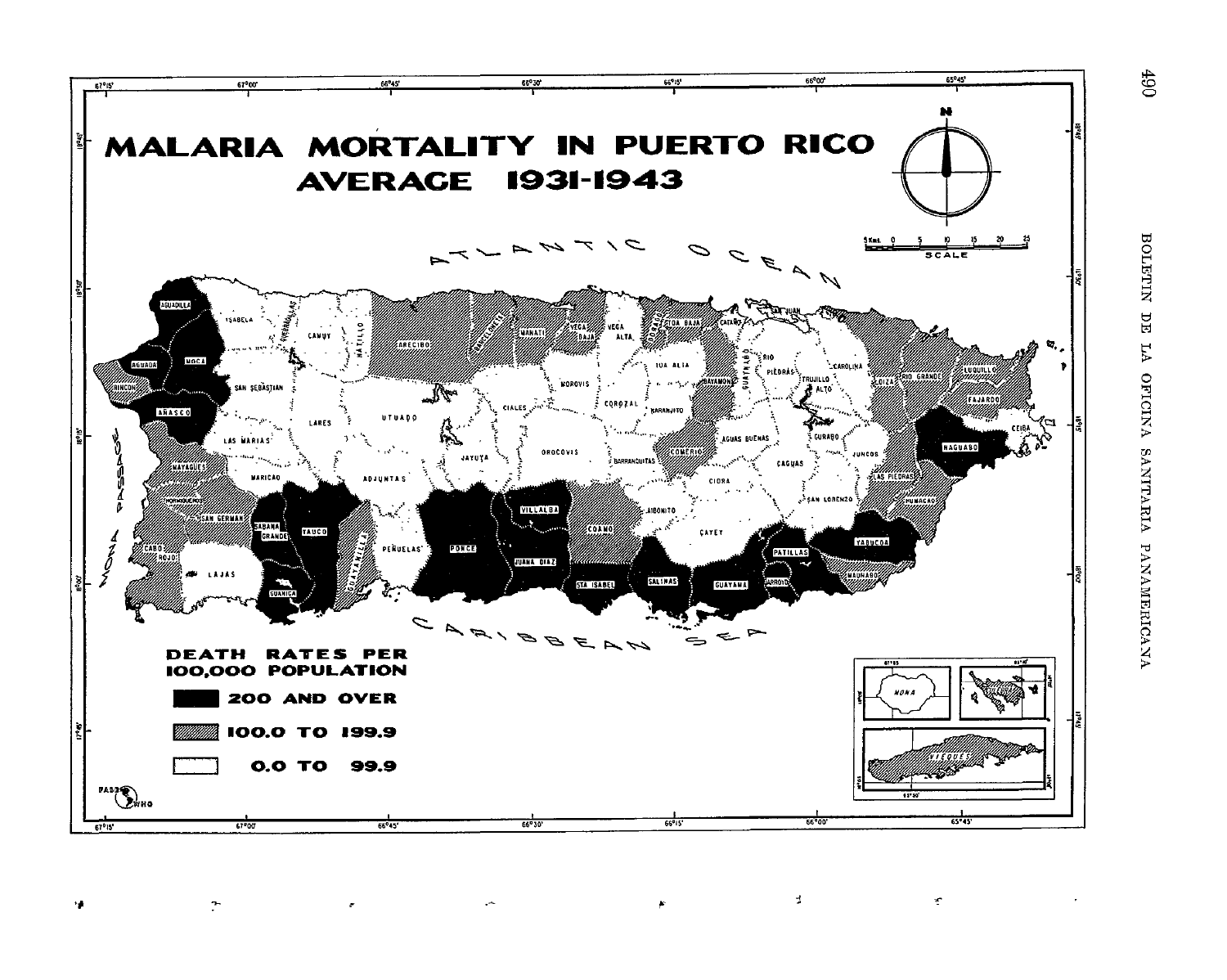# MALARIA MORTALITY IN PUERTO RICO AVERAGE 1931-1943

**DEATH RATES PER 100,000 POPULATION**

- 200 AND OVER
- 100.0 TO 199.9
- 0.0 TO 99.9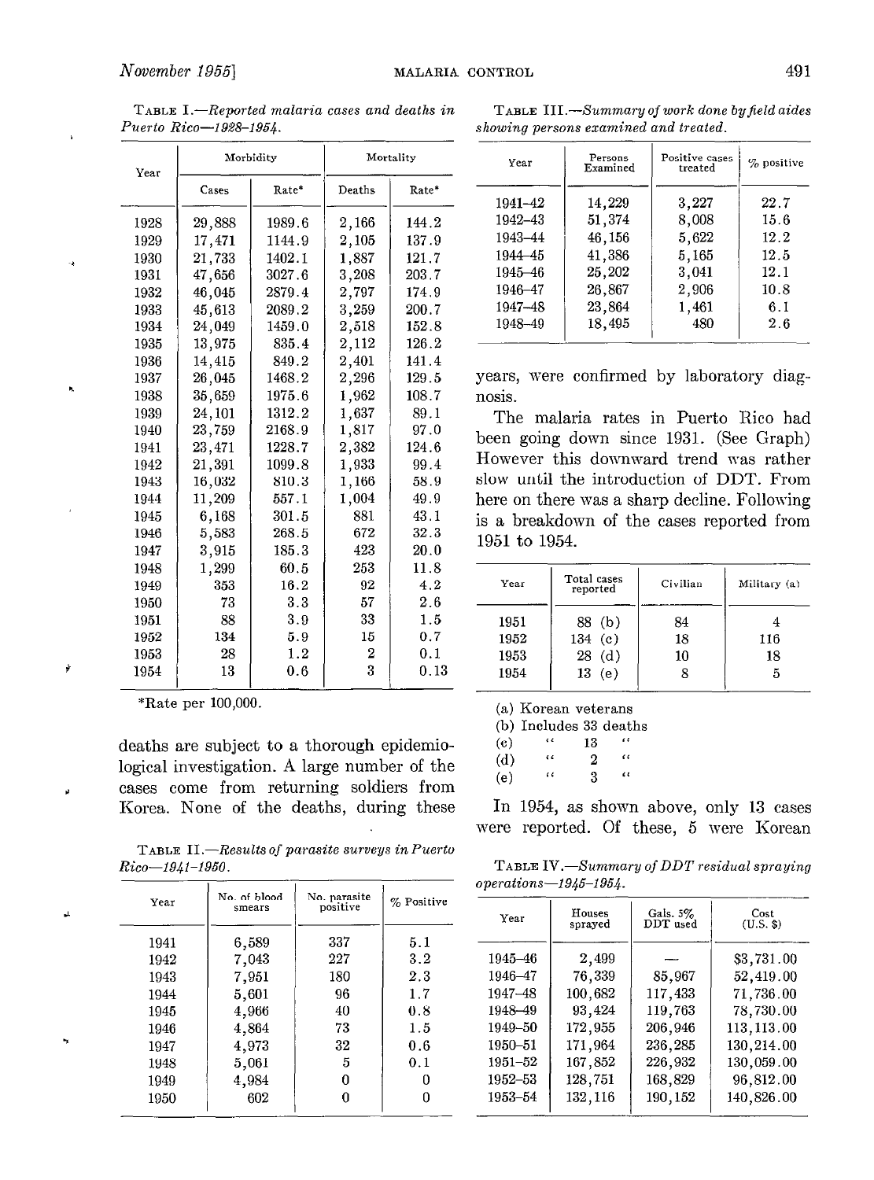TABLE I.—*Reported malaria cases and deaths in Puerto Rico—1928–1954.*

| Year | Morbidity | | Mortality | |
|---|---|---|---|---|
| | Cases | Rate* | Deaths | Rate* |
| 1928 | 29,888 | 1989.6 | 2,166 | 144.2 |
| 1929 | 17,471 | 1144.9 | 2,105 | 137.9 |
| 1930 | 21,733 | 1402.1 | 1,887 | 121.7 |
| 1931 | 47,656 | 3027.6 | 3,208 | 203.7 |
| 1932 | 46,045 | 2879.4 | 2,797 | 174.9 |
| 1933 | 45,613 | 2089.2 | 3,259 | 200.7 |
| 1934 | 24,049 | 1459.0 | 2,518 | 152.8 |
| 1935 | 13,975 | 835.4 | 2,112 | 126.2 |
| 1936 | 14,415 | 849.2 | 2,401 | 141.4 |
| 1937 | 26,045 | 1468.2 | 2,296 | 129.5 |
| 1938 | 35,659 | 1975.6 | 1,962 | 108.7 |
| 1939 | 24,101 | 1312.2 | 1,637 | 89.1 |
| 1940 | 23,759 | 2168.9 | 1,817 | 97.0 |
| 1941 | 23,471 | 1228.7 | 2,382 | 124.6 |
| 1942 | 21,391 | 1099.8 | 1,933 | 99.4 |
| 1943 | 16,032 | 810.3 | 1,166 | 58.9 |
| 1944 | 11,209 | 557.1 | 1,004 | 49.9 |
| 1945 | 6,168 | 301.5 | 881 | 43.1 |
| 1946 | 5,583 | 268.5 | 672 | 32.3 |
| 1947 | 3,915 | 185.3 | 423 | 20.0 |
| 1948 | 1,299 | 60.5 | 253 | 11.8 |
| 1949 | 353 | 16.2 | 92 | 4.2 |
| 1950 | 73 | 3.3 | 57 | 2.6 |
| 1951 | 88 | 3.9 | 33 | 1.5 |
| 1952 | 134 | 5.9 | 15 | 0.7 |
| 1953 | 28 | 1.2 | 2 | 0.1 |
| 1954 | 13 | 0.6 | 3 | 0.13 |

*Rate per 100,000.

deaths are subject to a thorough epidemiological investigation. A large number of the cases come from returning soldiers from Korea. None of the deaths, during these years, were confirmed by laboratory diagnosis.

TABLE II.—*Results of parasite surveys in Puerto Rico—1941–1950.*

| Year | No. of blood smears | No. parasite positive | % Positive |
|---|---|---|---|
| 1941 | 6,589 | 337 | 5.1 |
| 1942 | 7,043 | 227 | 3.2 |
| 1943 | 7,951 | 180 | 2.3 |
| 1944 | 5,601 | 96 | 1.7 |
| 1945 | 4,966 | 40 | 0.8 |
| 1946 | 4,864 | 73 | 1.5 |
| 1947 | 4,973 | 32 | 0.6 |
| 1948 | 5,061 | 5 | 0.1 |
| 1949 | 4,984 | 0 | 0 |
| 1950 | 602 | 0 | 0 |

TABLE III.—*Summary of work done by field aides showing persons examined and treated.*

| Year | Persons Examined | Positive cases treated | % positive |
|---|---|---|---|
| 1941–42 | 14,229 | 3,227 | 22.7 |
| 1942–43 | 51,374 | 8,008 | 15.6 |
| 1943–44 | 46,156 | 5,622 | 12.2 |
| 1944–45 | 41,386 | 5,165 | 12.5 |
| 1945–46 | 25,202 | 3,041 | 12.1 |
| 1946–47 | 26,867 | 2,906 | 10.8 |
| 1947–48 | 23,864 | 1,461 | 6.1 |
| 1948–49 | 18,495 | 480 | 2.6 |

The malaria rates in Puerto Rico had been going down since 1931. (See Graph) However this downward trend was rather slow until the introduction of DDT. From here on there was a sharp decline. Following is a breakdown of the cases reported from 1951 to 1954.

| Year | Total cases reported | Civilian | Military (a) |
|---|---|---|---|
| 1951 | 88 (b) | 84 | 4 |
| 1952 | 134 (c) | 18 | 116 |
| 1953 | 28 (d) | 10 | 18 |
| 1954 | 13 (e) | 8 | 5 |

(a) Korean veterans
(b) Includes 33 deaths
(c) " 13 "
(d) " 2 "
(e) " 3 "

In 1954, as shown above, only 13 cases were reported. Of these, 5 were Korean

TABLE IV.—*Summary of DDT residual spraying operations—1945–1954.*

| Year | Houses sprayed | Gals. 5% DDT used | Cost (U.S. $) |
|---|---|---|---|
| 1945–46 | 2,499 | — | $3,731.00 |
| 1946–47 | 76,339 | 85,967 | 52,419.00 |
| 1947–48 | 100,682 | 117,433 | 71,736.00 |
| 1948–49 | 93,424 | 119,763 | 78,730.00 |
| 1949–50 | 172,955 | 206,946 | 113,113.00 |
| 1950–51 | 171,964 | 236,285 | 130,214.00 |
| 1951–52 | 167,852 | 226,932 | 130,059.00 |
| 1952–53 | 128,751 | 168,829 | 96,812.00 |
| 1953–54 | 132,116 | 190,152 | 140,826.00 |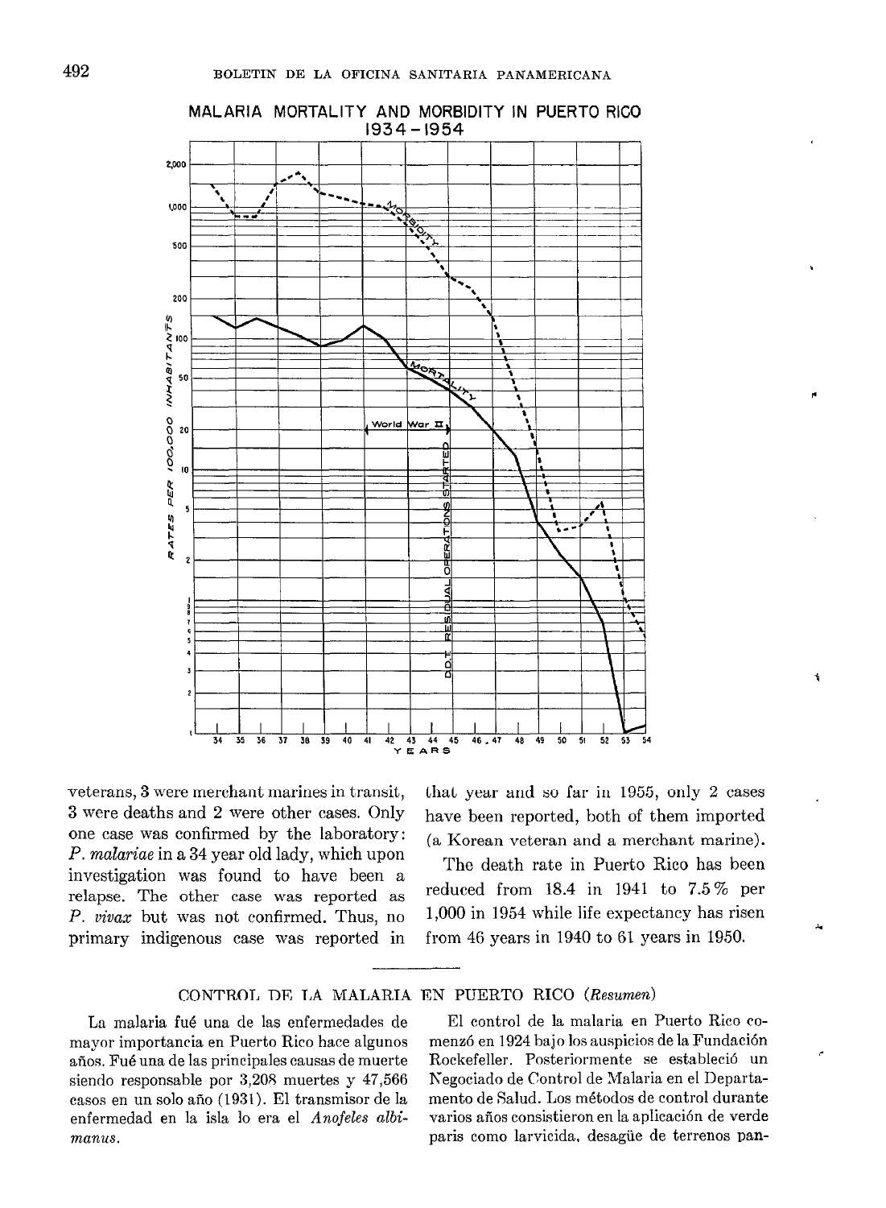MALARIA MORTALITY AND MORBIDITY IN PUERTO RICO 1934–1954

veterans, 3 were merchant marines in transit, 3 were deaths and 2 were other cases. Only one case was confirmed by the laboratory: *P. malariae* in a 34 year old lady, which upon investigation was found to have been a relapse. The other case was reported as *P. vivax* but was not confirmed. Thus, no primary indigenous case was reported in that year and so far in 1955, only 2 cases have been reported, both of them imported (a Korean veteran and a merchant marine).

The death rate in Puerto Rico has been reduced from 18.4 in 1941 to 7.5% per 1,000 in 1954 while life expectancy has risen from 46 years in 1940 to 61 years in 1950.

---

## CONTROL DE LA MALARIA EN PUERTO RICO (*Resumen*)

La malaria fué una de las enfermedades de mayor importancia en Puerto Rico hace algunos años. Fué una de las principales causas de muerte siendo responsable por 3,208 muertes y 47,566 casos en un solo año (1931). El transmisor de la enfermedad en la isla lo era el *Anofeles albimanus*.

El control de la malaria en Puerto Rico comenzó en 1924 bajo los auspicios de la Fundación Rockefeller. Posteriormente se estableció un Negociado de Control de Malaria en el Departamento de Salud. Los métodos de control durante varios años consistieron en la aplicación de verde paris como larvicida, desagüe de terrenos pan-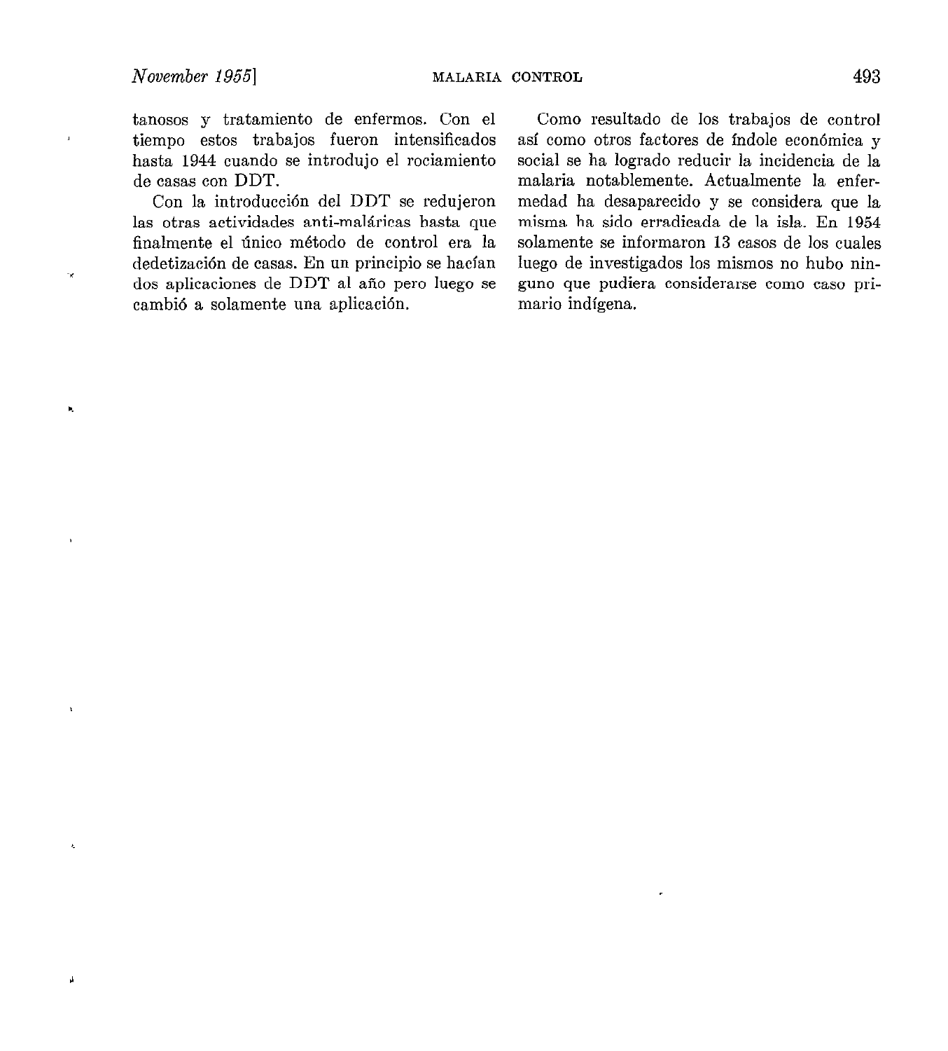tanosos y tratamiento de enfermos. Con el tiempo estos trabajos fueron intensificados hasta 1944 cuando se introdujo el rociamiento de casas con DDT.

Con la introducción del DDT se redujeron las otras actividades anti-maláricas hasta que finalmente el único método de control era la dedetización de casas. En un principio se hacían dos aplicaciones de DDT al año pero luego se cambió a solamente una aplicación.

Como resultado de los trabajos de control así como otros factores de índole económica y social se ha logrado reducir la incidencia de la malaria notablemente. Actualmente la enfermedad ha desaparecido y se considera que la misma ha sido erradicada de la isla. En 1954 solamente se informaron 13 casos de los cuales luego de investigados los mismos no hubo ninguno que pudiera considerarse como caso primario indígena.